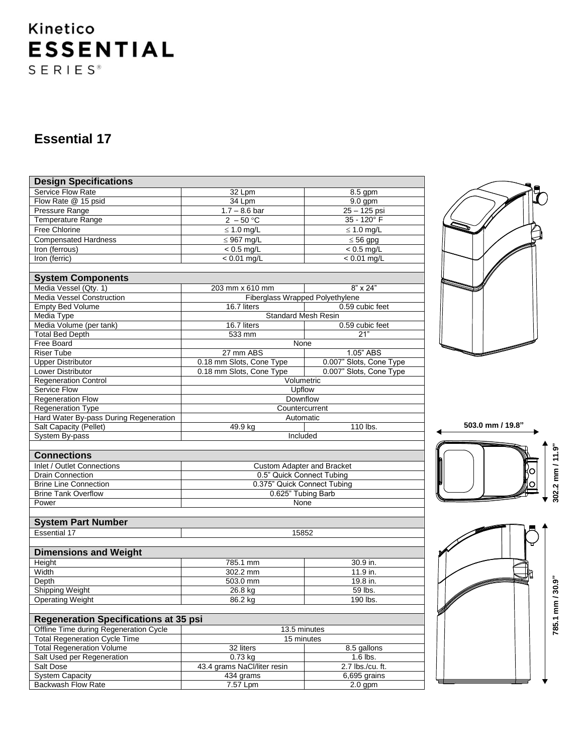Kinetico
**ESSENTIAL**
SERIES®

# Essential 17

| Design Specifications | | |
|---|---|---|
| Service Flow Rate | 32 Lpm | 8.5 gpm |
| Flow Rate @ 15 psid | 34 Lpm | 9.0 gpm |
| Pressure Range | 1.7 – 8.6 bar | 25 – 125 psi |
| Temperature Range | 2 – 50 °C | 35 - 120° F |
| Free Chlorine | ≤ 1.0 mg/L | ≤ 1.0 mg/L |
| Compensated Hardness | ≤ 967 mg/L | ≤ 56 gpg |
| Iron (ferrous) | < 0.5 mg/L | < 0.5 mg/L |
| Iron (ferric) | < 0.01 mg/L | < 0.01 mg/L |

| System Components | | |
|---|---|---|
| Media Vessel (Qty. 1) | 203 mm x 610 mm | 8" x 24" |
| Media Vessel Construction | Fiberglass Wrapped Polyethylene | |
| Empty Bed Volume | 16.7 liters | 0.59 cubic feet |
| Media Type | Standard Mesh Resin | |
| Media Volume (per tank) | 16.7 liters | 0.59 cubic feet |
| Total Bed Depth | 533 mm | 21" |
| Free Board | None | |
| Riser Tube | 27 mm ABS | 1.05" ABS |
| Upper Distributor | 0.18 mm Slots, Cone Type | 0.007" Slots, Cone Type |
| Lower Distributor | 0.18 mm Slots, Cone Type | 0.007" Slots, Cone Type |
| Regeneration Control | Volumetric | |
| Service Flow | Upflow | |
| Regeneration Flow | Downflow | |
| Regeneration Type | Countercurrent | |
| Hard Water By-pass During Regeneration | Automatic | |
| Salt Capacity (Pellet) | 49.9 kg | 110 lbs. |
| System By-pass | Included | |

| Connections | |
|---|---|
| Inlet / Outlet Connections | Custom Adapter and Bracket |
| Drain Connection | 0.5" Quick Connect Tubing |
| Brine Line Connection | 0.375" Quick Connect Tubing |
| Brine Tank Overflow | 0.625" Tubing Barb |
| Power | None |

| System Part Number | |
|---|---|
| Essential 17 | 15852 |

| Dimensions and Weight | | |
|---|---|---|
| Height | 785.1 mm | 30.9 in. |
| Width | 302.2 mm | 11.9 in. |
| Depth | 503.0 mm | 19.8 in. |
| Shipping Weight | 26.8 kg | 59 lbs. |
| Operating Weight | 86.2 kg | 190 lbs. |

| Regeneration Specifications at 35 psi | | |
|---|---|---|
| Offline Time during Regeneration Cycle | 13.5 minutes | |
| Total Regeneration Cycle Time | 15 minutes | |
| Total Regeneration Volume | 32 liters | 8.5 gallons |
| Salt Used per Regeneration | 0.73 kg | 1.6 lbs. |
| Salt Dose | 43.4 grams NaCl/liter resin | 2.7 lbs./cu. ft. |
| System Capacity | 434 grams | 6,695 grains |
| Backwash Flow Rate | 7.57 Lpm | 2.0 gpm |

503.0 mm / 19.8"

302.2 mm / 11.9"

785.1 mm / 30.9"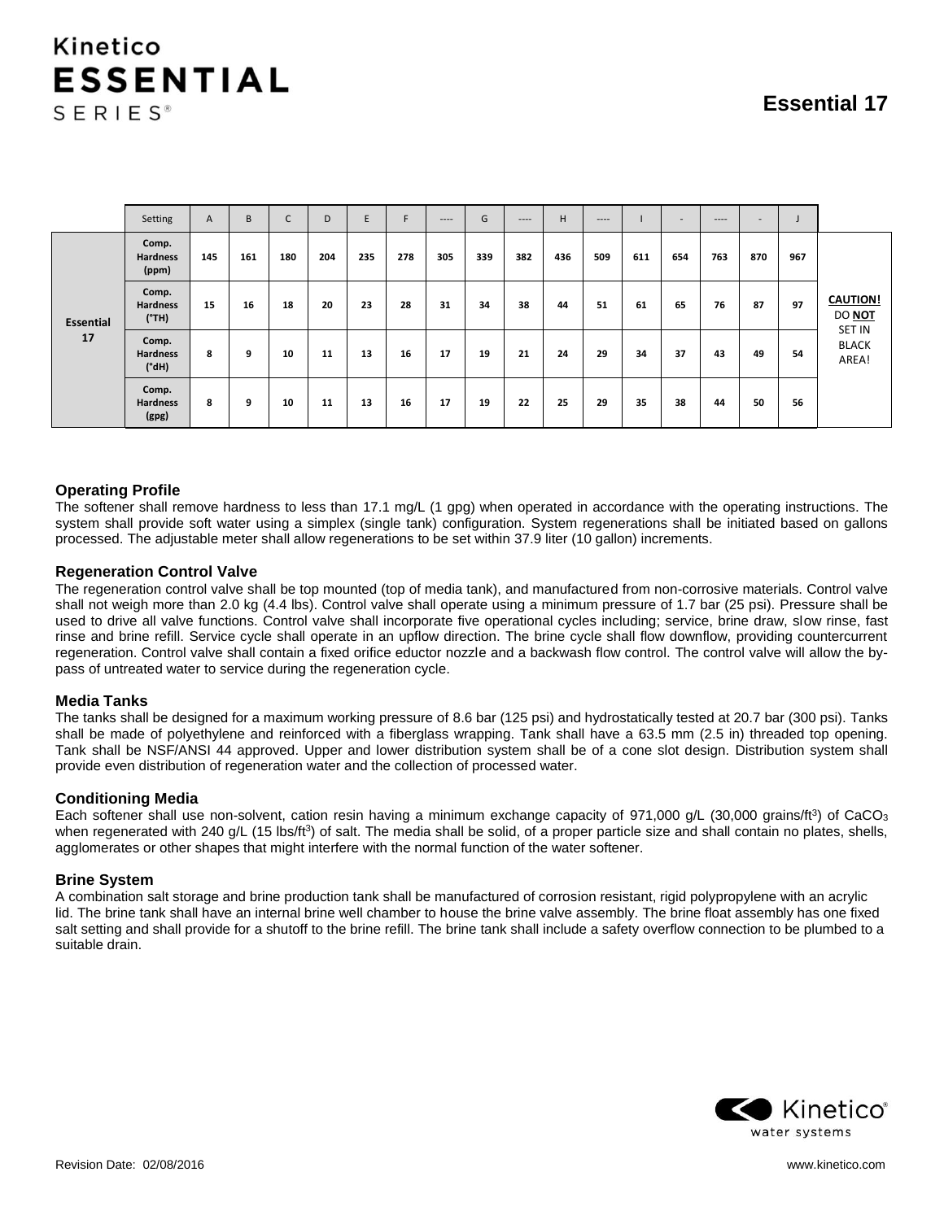# Kinetico ESSENTIAL SERIES®

## Essential 17

| | Setting | A | B | C | D | E | F | ---- | G | ---- | H | ---- | I | - | ---- | - | J | |
|---|---|---|---|---|---|---|---|---|---|---|---|---|---|---|---|---|---|---|
| **Essential 17** | **Comp. Hardness (ppm)** | **145** | **161** | **180** | **204** | **235** | **278** | **305** | **339** | **382** | **436** | **509** | **611** | **654** | **763** | **870** | **967** | **CAUTION!** DO **NOT** SET IN BLACK AREA! |
| | **Comp. Hardness (°TH)** | **15** | **16** | **18** | **20** | **23** | **28** | **31** | **34** | **38** | **44** | **51** | **61** | **65** | **76** | **87** | **97** | |
| | **Comp. Hardness (°dH)** | **8** | **9** | **10** | **11** | **13** | **16** | **17** | **19** | **21** | **24** | **29** | **34** | **37** | **43** | **49** | **54** | |
| | **Comp. Hardness (gpg)** | **8** | **9** | **10** | **11** | **13** | **16** | **17** | **19** | **22** | **25** | **29** | **35** | **38** | **44** | **50** | **56** | |

### Operating Profile

The softener shall remove hardness to less than 17.1 mg/L (1 gpg) when operated in accordance with the operating instructions. The system shall provide soft water using a simplex (single tank) configuration. System regenerations shall be initiated based on gallons processed. The adjustable meter shall allow regenerations to be set within 37.9 liter (10 gallon) increments.

### Regeneration Control Valve

The regeneration control valve shall be top mounted (top of media tank), and manufactured from non-corrosive materials. Control valve shall not weigh more than 2.0 kg (4.4 lbs). Control valve shall operate using a minimum pressure of 1.7 bar (25 psi). Pressure shall be used to drive all valve functions. Control valve shall incorporate five operational cycles including; service, brine draw, slow rinse, fast rinse and brine refill. Service cycle shall operate in an upflow direction. The brine cycle shall flow downflow, providing countercurrent regeneration. Control valve shall contain a fixed orifice eductor nozzle and a backwash flow control. The control valve will allow the by-pass of untreated water to service during the regeneration cycle.

### Media Tanks

The tanks shall be designed for a maximum working pressure of 8.6 bar (125 psi) and hydrostatically tested at 20.7 bar (300 psi). Tanks shall be made of polyethylene and reinforced with a fiberglass wrapping. Tank shall have a 63.5 mm (2.5 in) threaded top opening. Tank shall be NSF/ANSI 44 approved. Upper and lower distribution system shall be of a cone slot design. Distribution system shall provide even distribution of regeneration water and the collection of processed water.

### Conditioning Media

Each softener shall use non-solvent, cation resin having a minimum exchange capacity of 971,000 g/L (30,000 grains/ft$^3$) of $CaCO_3$ when regenerated with 240 g/L (15 lbs/ft$^3$) of salt. The media shall be solid, of a proper particle size and shall contain no plates, shells, agglomerates or other shapes that might interfere with the normal function of the water softener.

### Brine System

A combination salt storage and brine production tank shall be manufactured of corrosion resistant, rigid polypropylene with an acrylic lid. The brine tank shall have an internal brine well chamber to house the brine valve assembly. The brine float assembly has one fixed salt setting and shall provide for a shutoff to the brine refill. The brine tank shall include a safety overflow connection to be plumbed to a suitable drain.

Kinetico® water systems

Revision Date: 02/08/2016

www.kinetico.com